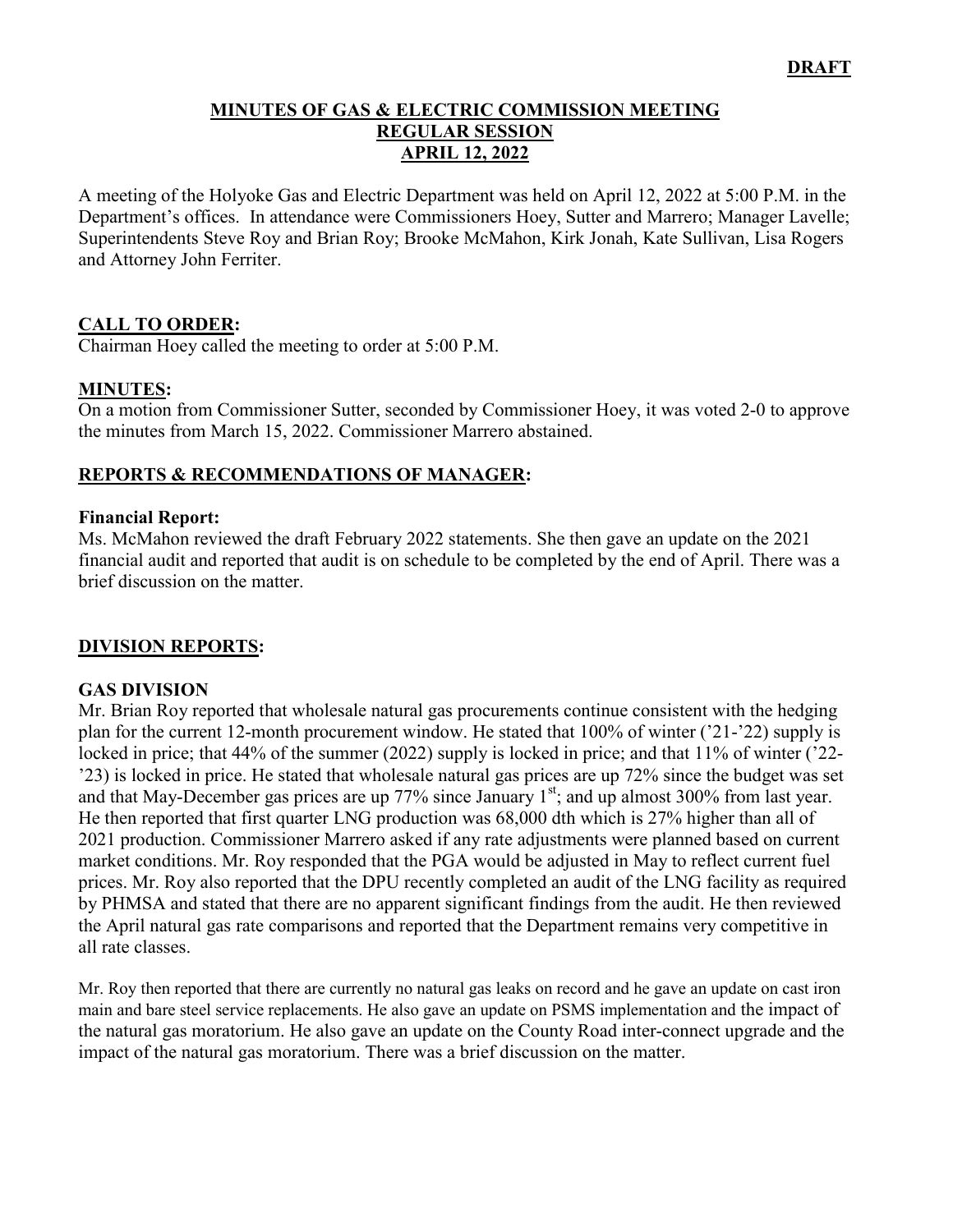**DRAFT**

# MINUTES OF GAS & ELECTRIC COMMISSION MEETING
## REGULAR SESSION
## APRIL 12, 2022

A meeting of the Holyoke Gas and Electric Department was held on April 12, 2022 at 5:00 P.M. in the Department's offices. In attendance were Commissioners Hoey, Sutter and Marrero; Manager Lavelle; Superintendents Steve Roy and Brian Roy; Brooke McMahon, Kirk Jonah, Kate Sullivan, Lisa Rogers and Attorney John Ferriter.

## CALL TO ORDER:

Chairman Hoey called the meeting to order at 5:00 P.M.

## MINUTES:

On a motion from Commissioner Sutter, seconded by Commissioner Hoey, it was voted 2-0 to approve the minutes from March 15, 2022. Commissioner Marrero abstained.

## REPORTS & RECOMMENDATIONS OF MANAGER:

### Financial Report:

Ms. McMahon reviewed the draft February 2022 statements. She then gave an update on the 2021 financial audit and reported that audit is on schedule to be completed by the end of April. There was a brief discussion on the matter.

## DIVISION REPORTS:

### GAS DIVISION

Mr. Brian Roy reported that wholesale natural gas procurements continue consistent with the hedging plan for the current 12-month procurement window. He stated that 100% of winter ('21-'22) supply is locked in price; that 44% of the summer (2022) supply is locked in price; and that 11% of winter ('22-'23) is locked in price. He stated that wholesale natural gas prices are up 72% since the budget was set and that May-December gas prices are up 77% since January 1st; and up almost 300% from last year. He then reported that first quarter LNG production was 68,000 dth which is 27% higher than all of 2021 production. Commissioner Marrero asked if any rate adjustments were planned based on current market conditions. Mr. Roy responded that the PGA would be adjusted in May to reflect current fuel prices. Mr. Roy also reported that the DPU recently completed an audit of the LNG facility as required by PHMSA and stated that there are no apparent significant findings from the audit. He then reviewed the April natural gas rate comparisons and reported that the Department remains very competitive in all rate classes.

Mr. Roy then reported that there are currently no natural gas leaks on record and he gave an update on cast iron main and bare steel service replacements. He also gave an update on PSMS implementation and the impact of the natural gas moratorium. He also gave an update on the County Road inter-connect upgrade and the impact of the natural gas moratorium. There was a brief discussion on the matter.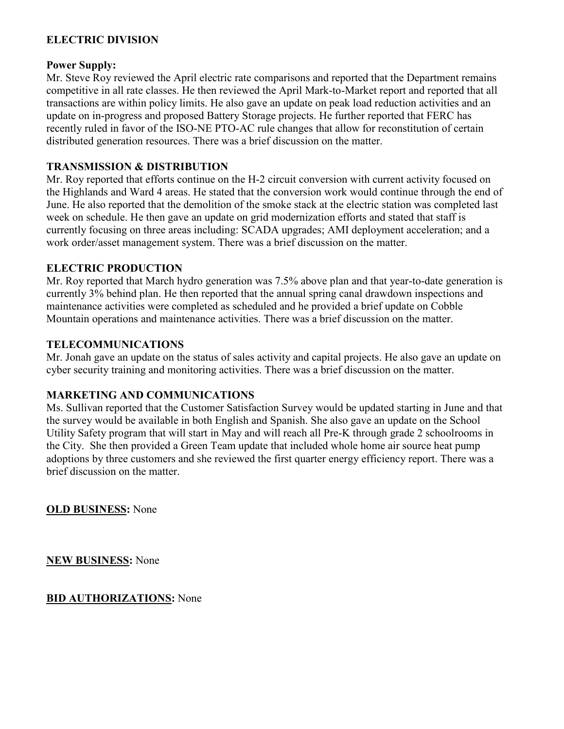## ELECTRIC DIVISION

**Power Supply:**
Mr. Steve Roy reviewed the April electric rate comparisons and reported that the Department remains competitive in all rate classes. He then reviewed the April Mark-to-Market report and reported that all transactions are within policy limits. He also gave an update on peak load reduction activities and an update on in-progress and proposed Battery Storage projects. He further reported that FERC has recently ruled in favor of the ISO-NE PTO-AC rule changes that allow for reconstitution of certain distributed generation resources. There was a brief discussion on the matter.

### TRANSMISSION & DISTRIBUTION

Mr. Roy reported that efforts continue on the H-2 circuit conversion with current activity focused on the Highlands and Ward 4 areas. He stated that the conversion work would continue through the end of June. He also reported that the demolition of the smoke stack at the electric station was completed last week on schedule. He then gave an update on grid modernization efforts and stated that staff is currently focusing on three areas including: SCADA upgrades; AMI deployment acceleration; and a work order/asset management system. There was a brief discussion on the matter.

### ELECTRIC PRODUCTION

Mr. Roy reported that March hydro generation was 7.5% above plan and that year-to-date generation is currently 3% behind plan. He then reported that the annual spring canal drawdown inspections and maintenance activities were completed as scheduled and he provided a brief update on Cobble Mountain operations and maintenance activities. There was a brief discussion on the matter.

### TELECOMMUNICATIONS

Mr. Jonah gave an update on the status of sales activity and capital projects. He also gave an update on cyber security training and monitoring activities. There was a brief discussion on the matter.

### MARKETING AND COMMUNICATIONS

Ms. Sullivan reported that the Customer Satisfaction Survey would be updated starting in June and that the survey would be available in both English and Spanish. She also gave an update on the School Utility Safety program that will start in May and will reach all Pre-K through grade 2 schoolrooms in the City. She then provided a Green Team update that included whole home air source heat pump adoptions by three customers and she reviewed the first quarter energy efficiency report. There was a brief discussion on the matter.

**OLD BUSINESS:** None

**NEW BUSINESS:** None

**BID AUTHORIZATIONS:** None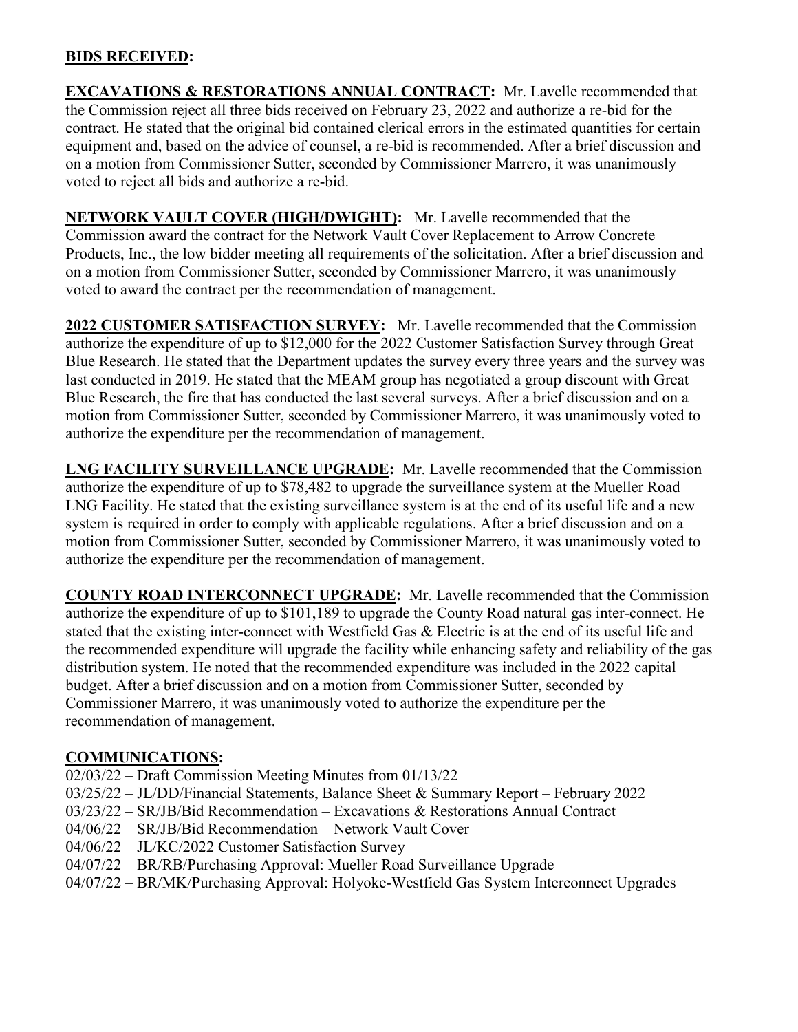**BIDS RECEIVED:**

**EXCAVATIONS & RESTORATIONS ANNUAL CONTRACT:** Mr. Lavelle recommended that the Commission reject all three bids received on February 23, 2022 and authorize a re-bid for the contract. He stated that the original bid contained clerical errors in the estimated quantities for certain equipment and, based on the advice of counsel, a re-bid is recommended. After a brief discussion and on a motion from Commissioner Sutter, seconded by Commissioner Marrero, it was unanimously voted to reject all bids and authorize a re-bid.

**NETWORK VAULT COVER (HIGH/DWIGHT):** Mr. Lavelle recommended that the Commission award the contract for the Network Vault Cover Replacement to Arrow Concrete Products, Inc., the low bidder meeting all requirements of the solicitation. After a brief discussion and on a motion from Commissioner Sutter, seconded by Commissioner Marrero, it was unanimously voted to award the contract per the recommendation of management.

**2022 CUSTOMER SATISFACTION SURVEY:** Mr. Lavelle recommended that the Commission authorize the expenditure of up to $12,000 for the 2022 Customer Satisfaction Survey through Great Blue Research. He stated that the Department updates the survey every three years and the survey was last conducted in 2019. He stated that the MEAM group has negotiated a group discount with Great Blue Research, the fire that has conducted the last several surveys. After a brief discussion and on a motion from Commissioner Sutter, seconded by Commissioner Marrero, it was unanimously voted to authorize the expenditure per the recommendation of management.

**LNG FACILITY SURVEILLANCE UPGRADE:** Mr. Lavelle recommended that the Commission authorize the expenditure of up to $78,482 to upgrade the surveillance system at the Mueller Road LNG Facility. He stated that the existing surveillance system is at the end of its useful life and a new system is required in order to comply with applicable regulations. After a brief discussion and on a motion from Commissioner Sutter, seconded by Commissioner Marrero, it was unanimously voted to authorize the expenditure per the recommendation of management.

**COUNTY ROAD INTERCONNECT UPGRADE:** Mr. Lavelle recommended that the Commission authorize the expenditure of up to $101,189 to upgrade the County Road natural gas inter-connect. He stated that the existing inter-connect with Westfield Gas & Electric is at the end of its useful life and the recommended expenditure will upgrade the facility while enhancing safety and reliability of the gas distribution system. He noted that the recommended expenditure was included in the 2022 capital budget. After a brief discussion and on a motion from Commissioner Sutter, seconded by Commissioner Marrero, it was unanimously voted to authorize the expenditure per the recommendation of management.

**COMMUNICATIONS:**

02/03/22 – Draft Commission Meeting Minutes from 01/13/22
03/25/22 – JL/DD/Financial Statements, Balance Sheet & Summary Report – February 2022
03/23/22 – SR/JB/Bid Recommendation – Excavations & Restorations Annual Contract
04/06/22 – SR/JB/Bid Recommendation – Network Vault Cover
04/06/22 – JL/KC/2022 Customer Satisfaction Survey
04/07/22 – BR/RB/Purchasing Approval: Mueller Road Surveillance Upgrade
04/07/22 – BR/MK/Purchasing Approval: Holyoke-Westfield Gas System Interconnect Upgrades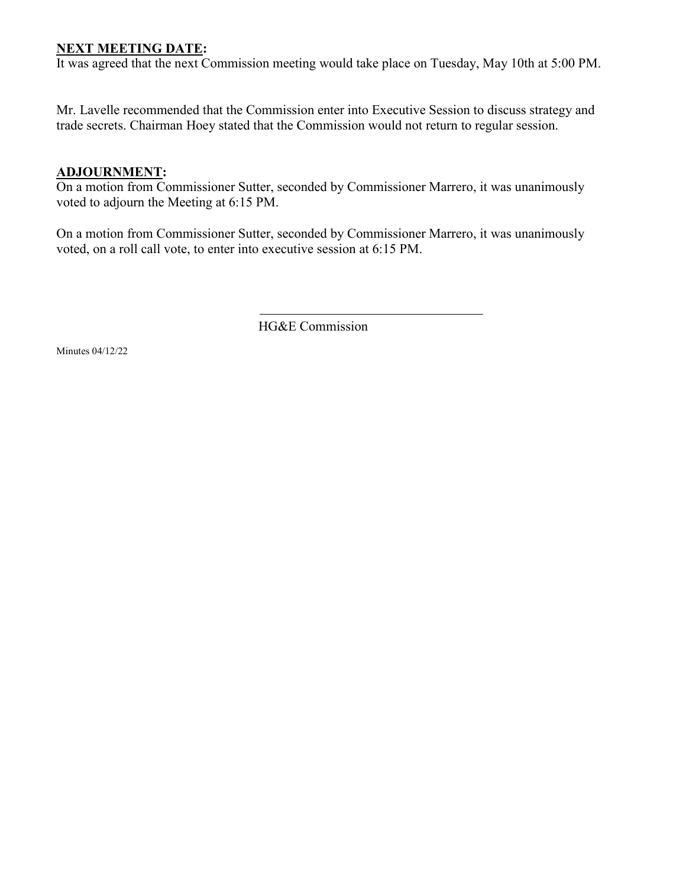**NEXT MEETING DATE:**

It was agreed that the next Commission meeting would take place on Tuesday, May 10th at 5:00 PM.

Mr. Lavelle recommended that the Commission enter into Executive Session to discuss strategy and trade secrets. Chairman Hoey stated that the Commission would not return to regular session.

**ADJOURNMENT:**

On a motion from Commissioner Sutter, seconded by Commissioner Marrero, it was unanimously voted to adjourn the Meeting at 6:15 PM.

On a motion from Commissioner Sutter, seconded by Commissioner Marrero, it was unanimously voted, on a roll call vote, to enter into executive session at 6:15 PM.

\_\_\_\_\_\_\_\_\_\_\_\_\_\_\_\_\_\_\_\_\_\_\_\_\_\_\_\_\_\_\_\_\_\_

HG&E Commission

Minutes 04/12/22